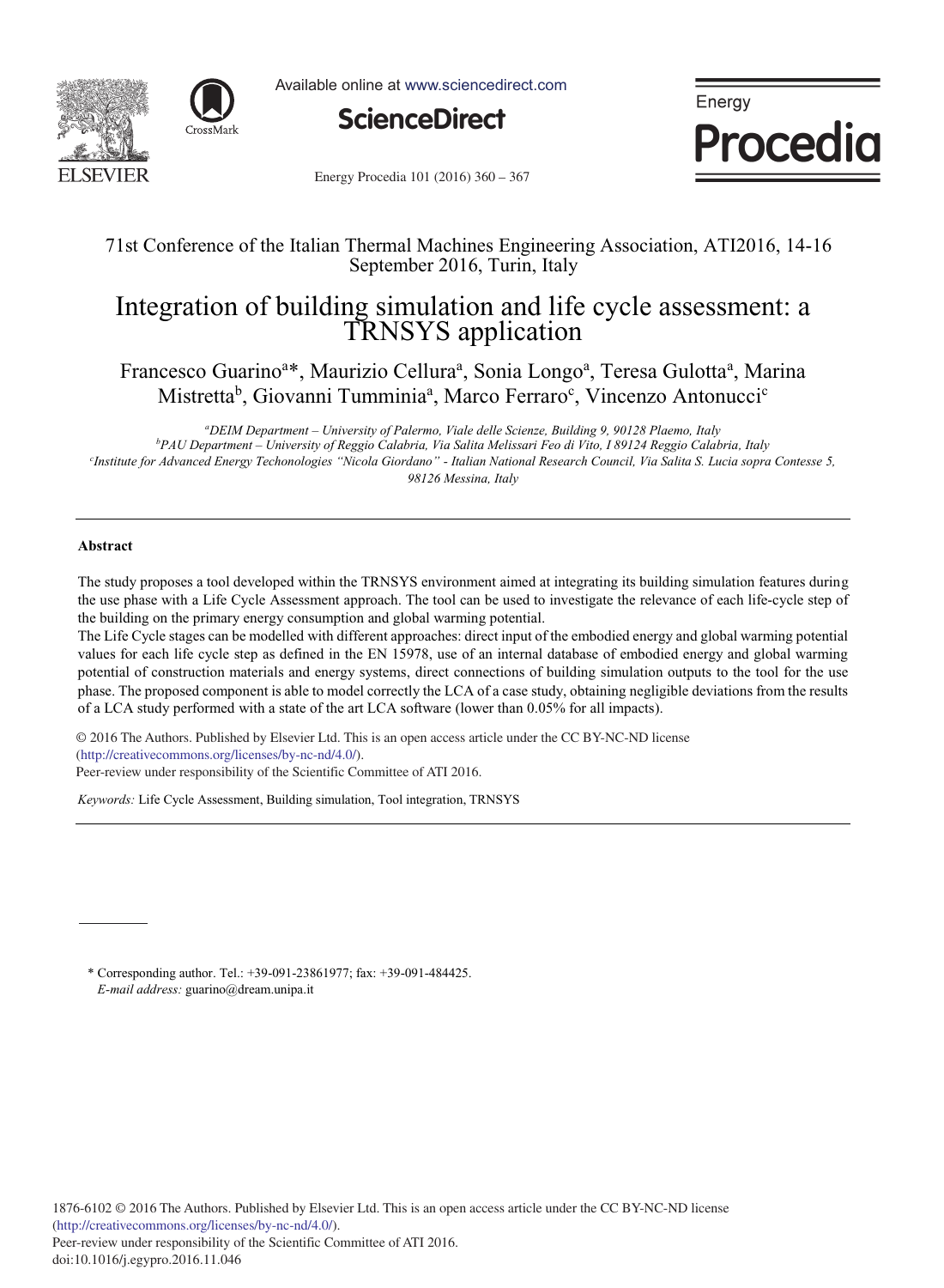71st Conference of the Italian Thermal Machines Engineering Association, ATI2016, 14-16 September 2016, Turin, Italy

# Integration of building simulation and life cycle assessment: a TRNSYS application

Francesco Guarino[a]*, Maurizio Cellura[a], Sonia Longo[a], Teresa Gulotta[a], Marina Mistretta[b], Giovanni Tumminia[a], Marco Ferraro[c], Vincenzo Antonucci[c]

*[a]DEIM Department – University of Palermo, Viale delle Scienze, Building 9, 90128 Plaemo, Italy*
*[b]PAU Department – University of Reggio Calabria, Via Salita Melissari Feo di Vito, I 89124 Reggio Calabria, Italy*
*[c]Institute for Advanced Energy Techonologies "Nicola Giordano" - Italian National Research Council, Via Salita S. Lucia sopra Contesse 5, 98126 Messina, Italy*

### Abstract

The study proposes a tool developed within the TRNSYS environment aimed at integrating its building simulation features during the use phase with a Life Cycle Assessment approach. The tool can be used to investigate the relevance of each life-cycle step of the building on the primary energy consumption and global warming potential.

The Life Cycle stages can be modelled with different approaches: direct input of the embodied energy and global warming potential values for each life cycle step as defined in the EN 15978, use of an internal database of embodied energy and global warming potential of construction materials and energy systems, direct connections of building simulation outputs to the tool for the use phase. The proposed component is able to model correctly the LCA of a case study, obtaining negligible deviations from the results of a LCA study performed with a state of the art LCA software (lower than 0.05% for all impacts).

© 2016 The Authors. Published by Elsevier Ltd. This is an open access article under the CC BY-NC-ND license (http://creativecommons.org/licenses/by-nc-nd/4.0/).
Peer-review under responsibility of the Scientific Committee of ATI 2016.

*Keywords:* Life Cycle Assessment, Building simulation, Tool integration, TRNSYS

\* Corresponding author. Tel.: +39-091-23861977; fax: +39-091-484425.
*E-mail address:* guarino@dream.unipa.it

1876-6102 © 2016 The Authors. Published by Elsevier Ltd. This is an open access article under the CC BY-NC-ND license (http://creativecommons.org/licenses/by-nc-nd/4.0/).
Peer-review under responsibility of the Scientific Committee of ATI 2016.
doi:10.1016/j.egypro.2016.11.046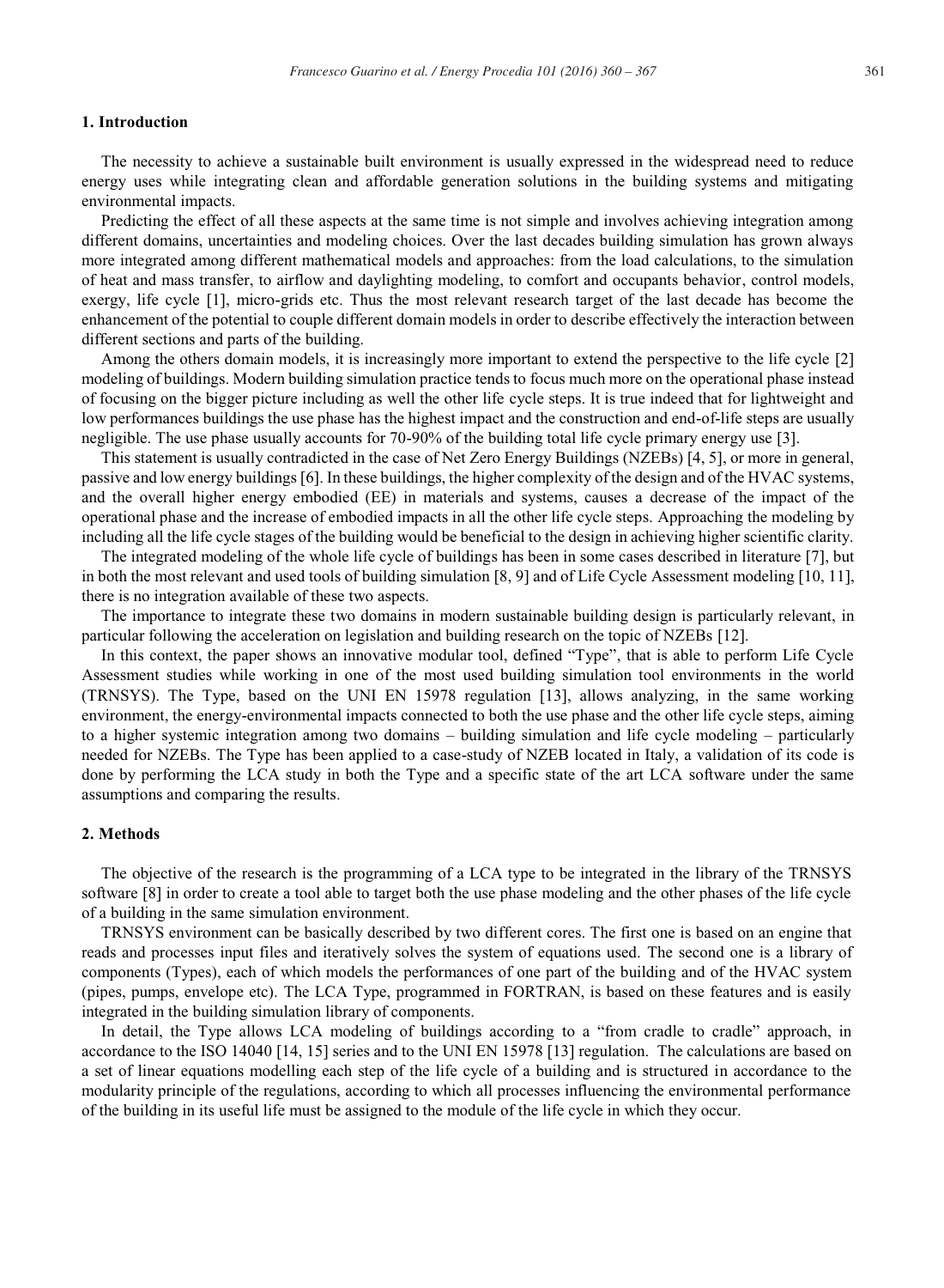## 1. Introduction

The necessity to achieve a sustainable built environment is usually expressed in the widespread need to reduce energy uses while integrating clean and affordable generation solutions in the building systems and mitigating environmental impacts.

Predicting the effect of all these aspects at the same time is not simple and involves achieving integration among different domains, uncertainties and modeling choices. Over the last decades building simulation has grown always more integrated among different mathematical models and approaches: from the load calculations, to the simulation of heat and mass transfer, to airflow and daylighting modeling, to comfort and occupants behavior, control models, exergy, life cycle [1], micro-grids etc. Thus the most relevant research target of the last decade has become the enhancement of the potential to couple different domain models in order to describe effectively the interaction between different sections and parts of the building.

Among the others domain models, it is increasingly more important to extend the perspective to the life cycle [2] modeling of buildings. Modern building simulation practice tends to focus much more on the operational phase instead of focusing on the bigger picture including as well the other life cycle steps. It is true indeed that for lightweight and low performances buildings the use phase has the highest impact and the construction and end-of-life steps are usually negligible. The use phase usually accounts for 70-90% of the building total life cycle primary energy use [3].

This statement is usually contradicted in the case of Net Zero Energy Buildings (NZEBs) [4, 5], or more in general, passive and low energy buildings [6]. In these buildings, the higher complexity of the design and of the HVAC systems, and the overall higher energy embodied (EE) in materials and systems, causes a decrease of the impact of the operational phase and the increase of embodied impacts in all the other life cycle steps. Approaching the modeling by including all the life cycle stages of the building would be beneficial to the design in achieving higher scientific clarity.

The integrated modeling of the whole life cycle of buildings has been in some cases described in literature [7], but in both the most relevant and used tools of building simulation [8, 9] and of Life Cycle Assessment modeling [10, 11], there is no integration available of these two aspects.

The importance to integrate these two domains in modern sustainable building design is particularly relevant, in particular following the acceleration on legislation and building research on the topic of NZEBs [12].

In this context, the paper shows an innovative modular tool, defined "Type", that is able to perform Life Cycle Assessment studies while working in one of the most used building simulation tool environments in the world (TRNSYS). The Type, based on the UNI EN 15978 regulation [13], allows analyzing, in the same working environment, the energy-environmental impacts connected to both the use phase and the other life cycle steps, aiming to a higher systemic integration among two domains – building simulation and life cycle modeling – particularly needed for NZEBs. The Type has been applied to a case-study of NZEB located in Italy, a validation of its code is done by performing the LCA study in both the Type and a specific state of the art LCA software under the same assumptions and comparing the results.

## 2. Methods

The objective of the research is the programming of a LCA type to be integrated in the library of the TRNSYS software [8] in order to create a tool able to target both the use phase modeling and the other phases of the life cycle of a building in the same simulation environment.

TRNSYS environment can be basically described by two different cores. The first one is based on an engine that reads and processes input files and iteratively solves the system of equations used. The second one is a library of components (Types), each of which models the performances of one part of the building and of the HVAC system (pipes, pumps, envelope etc). The LCA Type, programmed in FORTRAN, is based on these features and is easily integrated in the building simulation library of components.

In detail, the Type allows LCA modeling of buildings according to a "from cradle to cradle" approach, in accordance to the ISO 14040 [14, 15] series and to the UNI EN 15978 [13] regulation. The calculations are based on a set of linear equations modelling each step of the life cycle of a building and is structured in accordance to the modularity principle of the regulations, according to which all processes influencing the environmental performance of the building in its useful life must be assigned to the module of the life cycle in which they occur.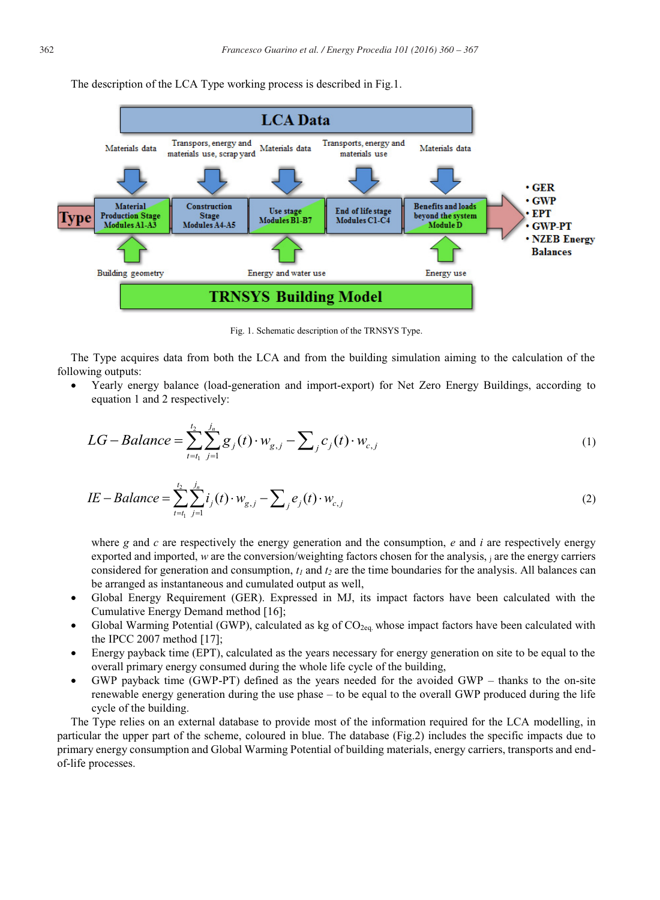The description of the LCA Type working process is described in Fig.1.

Fig. 1. Schematic description of the TRNSYS Type.

The Type acquires data from both the LCA and from the building simulation aiming to the calculation of the following outputs:

- Yearly energy balance (load-generation and import-export) for Net Zero Energy Buildings, according to equation 1 and 2 respectively:

$$LG - Balance = \sum_{t=t_1}^{t_2} \sum_{j=1}^{j_n} g_j(t) \cdot w_{g,j} - \sum_j c_j(t) \cdot w_{c,j} \tag{1}$$

$$IE - Balance = \sum_{t=t_1}^{t_2} \sum_{j=1}^{j_n} i_j(t) \cdot w_{g,j} - \sum_j e_j(t) \cdot w_{c,j} \tag{2}$$

  where $g$ and $c$ are respectively the energy generation and the consumption, $e$ and $i$ are respectively energy exported and imported, $w$ are the conversion/weighting factors chosen for the analysis, $_j$ are the energy carriers considered for generation and consumption, $t_1$ and $t_2$ are the time boundaries for the analysis. All balances can be arranged as instantaneous and cumulated output as well,
- Global Energy Requirement (GER). Expressed in MJ, its impact factors have been calculated with the Cumulative Energy Demand method [16];
- Global Warming Potential (GWP), calculated as kg of $CO_{2eq.}$ whose impact factors have been calculated with the IPCC 2007 method [17];
- Energy payback time (EPT), calculated as the years necessary for energy generation on site to be equal to the overall primary energy consumed during the whole life cycle of the building,
- GWP payback time (GWP-PT) defined as the years needed for the avoided GWP – thanks to the on-site renewable energy generation during the use phase – to be equal to the overall GWP produced during the life cycle of the building.

The Type relies on an external database to provide most of the information required for the LCA modelling, in particular the upper part of the scheme, coloured in blue. The database (Fig.2) includes the specific impacts due to primary energy consumption and Global Warming Potential of building materials, energy carriers, transports and end-of-life processes.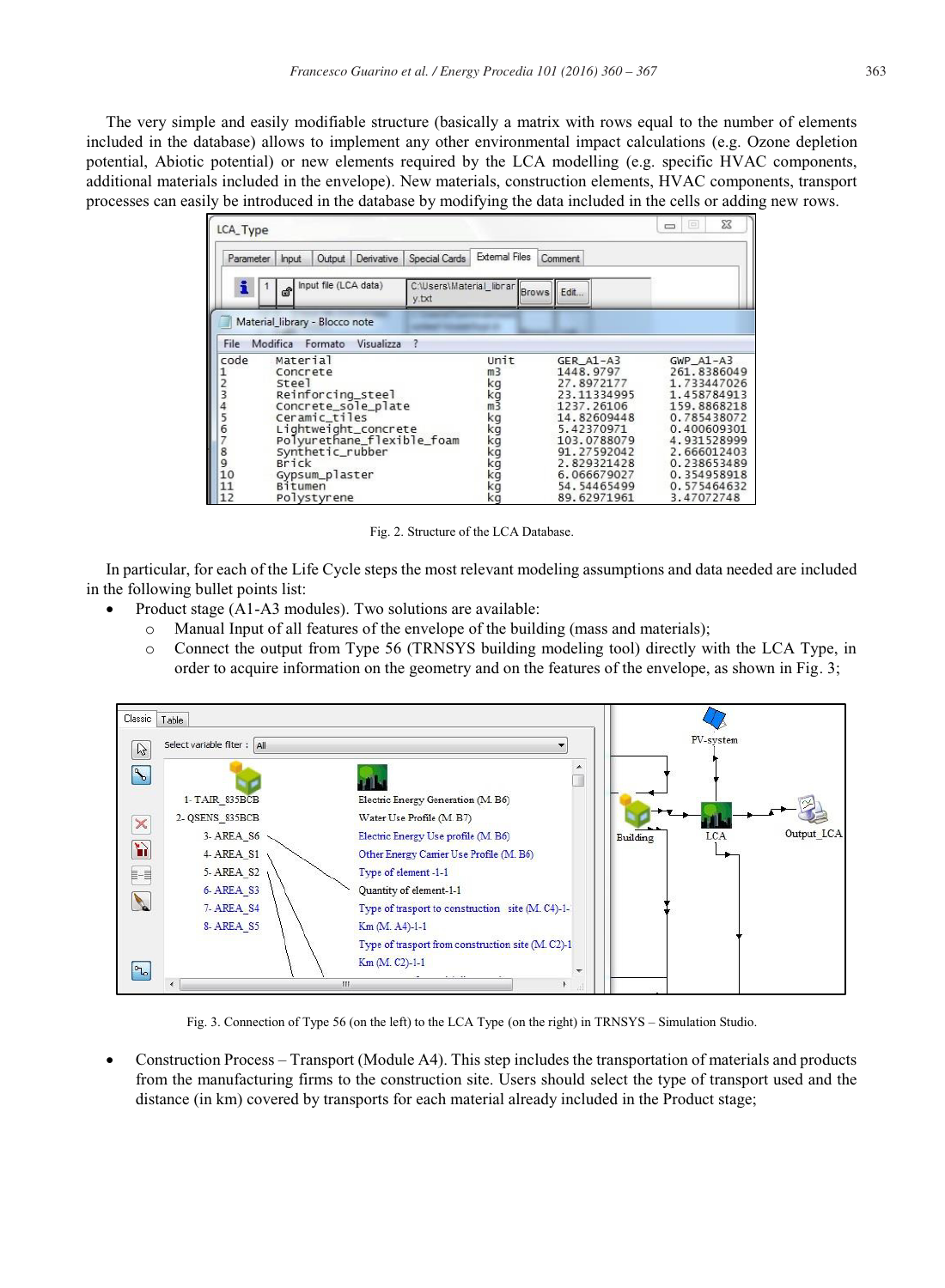The very simple and easily modifiable structure (basically a matrix with rows equal to the number of elements included in the database) allows to implement any other environmental impact calculations (e.g. Ozone depletion potential, Abiotic potential) or new elements required by the LCA modelling (e.g. specific HVAC components, additional materials included in the envelope). New materials, construction elements, HVAC components, transport processes can easily be introduced in the database by modifying the data included in the cells or adding new rows.

Fig. 2. Structure of the LCA Database.

In particular, for each of the Life Cycle steps the most relevant modeling assumptions and data needed are included in the following bullet points list:

- Product stage (A1-A3 modules). Two solutions are available:
  - Manual Input of all features of the envelope of the building (mass and materials);
  - Connect the output from Type 56 (TRNSYS building modeling tool) directly with the LCA Type, in order to acquire information on the geometry and on the features of the envelope, as shown in Fig. 3;

Fig. 3. Connection of Type 56 (on the left) to the LCA Type (on the right) in TRNSYS – Simulation Studio.

- Construction Process – Transport (Module A4). This step includes the transportation of materials and products from the manufacturing firms to the construction site. Users should select the type of transport used and the distance (in km) covered by transports for each material already included in the Product stage;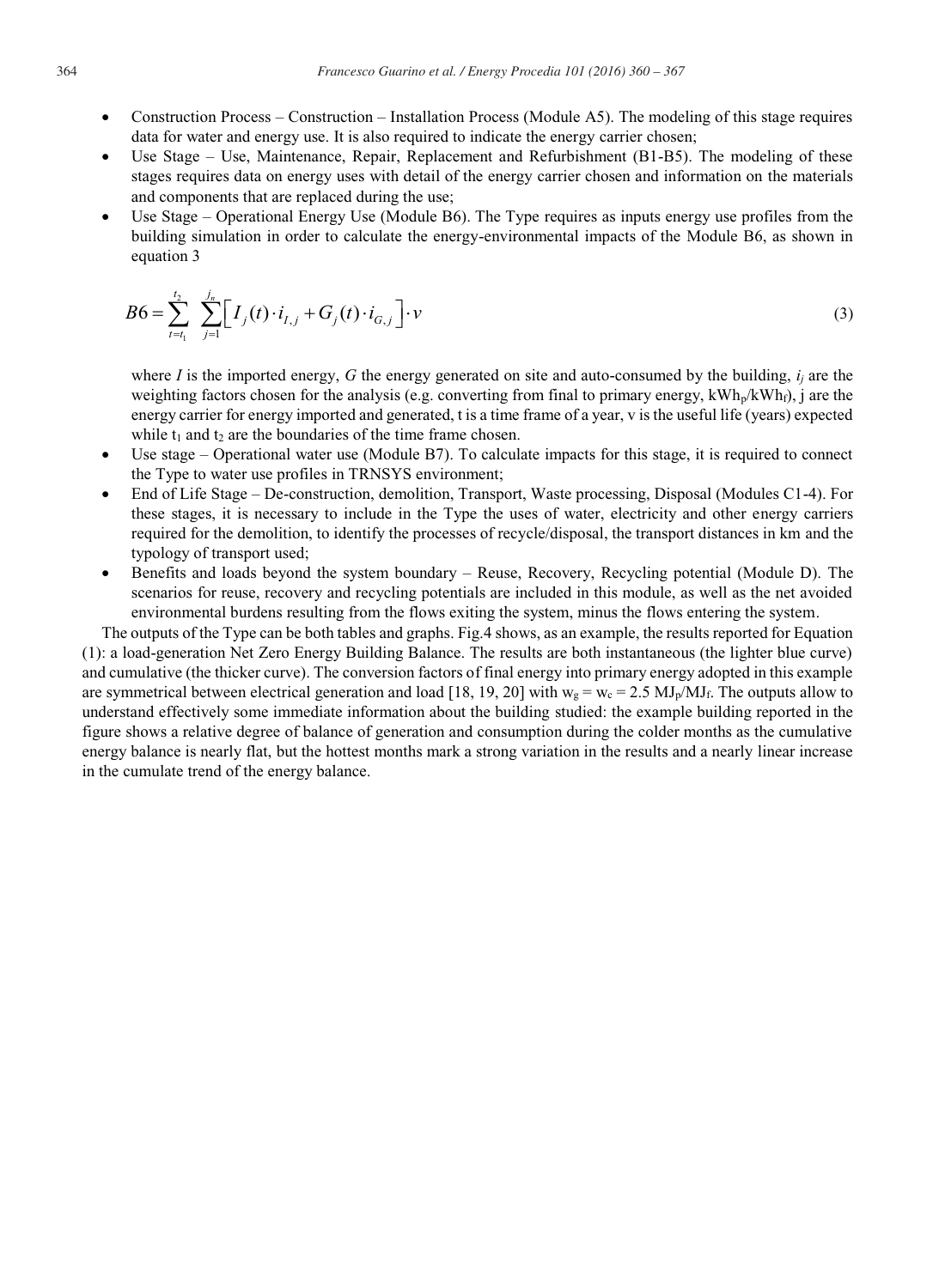- Construction Process – Construction – Installation Process (Module A5). The modeling of this stage requires data for water and energy use. It is also required to indicate the energy carrier chosen;
- Use Stage – Use, Maintenance, Repair, Replacement and Refurbishment (B1-B5). The modeling of these stages requires data on energy uses with detail of the energy carrier chosen and information on the materials and components that are replaced during the use;
- Use Stage – Operational Energy Use (Module B6). The Type requires as inputs energy use profiles from the building simulation in order to calculate the energy-environmental impacts of the Module B6, as shown in equation 3

$$B6 = \sum_{t=t_1}^{t_2} \sum_{j=1}^{j_n} \left[ I_j(t) \cdot i_{I,j} + G_j(t) \cdot i_{G,j} \right] \cdot v \tag{3}$$

  where *I* is the imported energy, *G* the energy generated on site and auto-consumed by the building, $i_j$ are the weighting factors chosen for the analysis (e.g. converting from final to primary energy, $kWh_p/kWh_f$), j are the energy carrier for energy imported and generated, t is a time frame of a year, v is the useful life (years) expected while $t_1$ and $t_2$ are the boundaries of the time frame chosen.
- Use stage – Operational water use (Module B7). To calculate impacts for this stage, it is required to connect the Type to water use profiles in TRNSYS environment;
- End of Life Stage – De-construction, demolition, Transport, Waste processing, Disposal (Modules C1-4). For these stages, it is necessary to include in the Type the uses of water, electricity and other energy carriers required for the demolition, to identify the processes of recycle/disposal, the transport distances in km and the typology of transport used;
- Benefits and loads beyond the system boundary – Reuse, Recovery, Recycling potential (Module D). The scenarios for reuse, recovery and recycling potentials are included in this module, as well as the net avoided environmental burdens resulting from the flows exiting the system, minus the flows entering the system.

The outputs of the Type can be both tables and graphs. Fig.4 shows, as an example, the results reported for Equation (1): a load-generation Net Zero Energy Building Balance. The results are both instantaneous (the lighter blue curve) and cumulative (the thicker curve). The conversion factors of final energy into primary energy adopted in this example are symmetrical between electrical generation and load [18, 19, 20] with $w_g = w_c = 2.5\ MJ_p/MJ_f$. The outputs allow to understand effectively some immediate information about the building studied: the example building reported in the figure shows a relative degree of balance of generation and consumption during the colder months as the cumulative energy balance is nearly flat, but the hottest months mark a strong variation in the results and a nearly linear increase in the cumulate trend of the energy balance.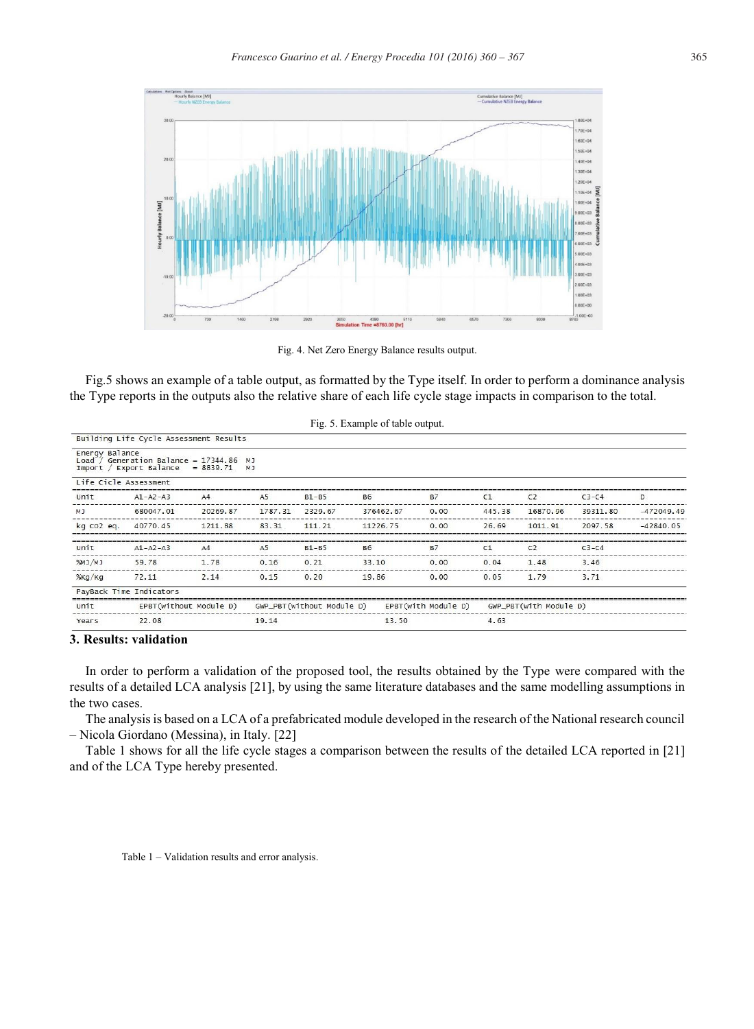Fig. 4. Net Zero Energy Balance results output.

Fig.5 shows an example of a table output, as formatted by the Type itself. In order to perform a dominance analysis the Type reports in the outputs also the relative share of each life cycle stage impacts in comparison to the total.

Fig. 5. Example of table output.

Building Life Cycle Assessment Results

Energy Balance
Load / Generation Balance = 17344.86 MJ
Import / Export Balance = 8839.71 MJ

Life Cicle Assessment

| Unit | A1-A2-A3 | A4 | A5 | B1-B5 | B6 | B7 | C1 | C2 | C3-C4 | D |
|---|---|---|---|---|---|---|---|---|---|---|
| MJ | 680047.01 | 20269.87 | 1787.31 | 2329.67 | 376462.67 | 0.00 | 445.38 | 16870.96 | 39311.80 | -472049.49 |
| kg co2 eq. | 40770.45 | 1211.88 | 83.31 | 111.21 | 11226.75 | 0.00 | 26.69 | 1011.91 | 2097.58 | -42840.05 |

| Unit | A1-A2-A3 | A4 | A5 | B1-B5 | B6 | B7 | C1 | C2 | C3-C4 |
|---|---|---|---|---|---|---|---|---|---|
| %MJ/MJ | 59.78 | 1.78 | 0.16 | 0.21 | 33.10 | 0.00 | 0.04 | 1.48 | 3.46 |
| %Kg/Kg | 72.11 | 2.14 | 0.15 | 0.20 | 19.86 | 0.00 | 0.05 | 1.79 | 3.71 |

PayBack Time Indicators

| Unit | EPBT(without Module D) | GWP_PBT(without Module D) | EPBT(with Module D) | GWP_PBT(with Module D) |
|---|---|---|---|---|
| Years | 22.08 | 19.14 | 13.50 | 4.63 |

## 3. Results: validation

In order to perform a validation of the proposed tool, the results obtained by the Type were compared with the results of a detailed LCA analysis [21], by using the same literature databases and the same modelling assumptions in the two cases.

The analysis is based on a LCA of a prefabricated module developed in the research of the National research council – Nicola Giordano (Messina), in Italy. [22]

Table 1 shows for all the life cycle stages a comparison between the results of the detailed LCA reported in [21] and of the LCA Type hereby presented.

Table 1 – Validation results and error analysis.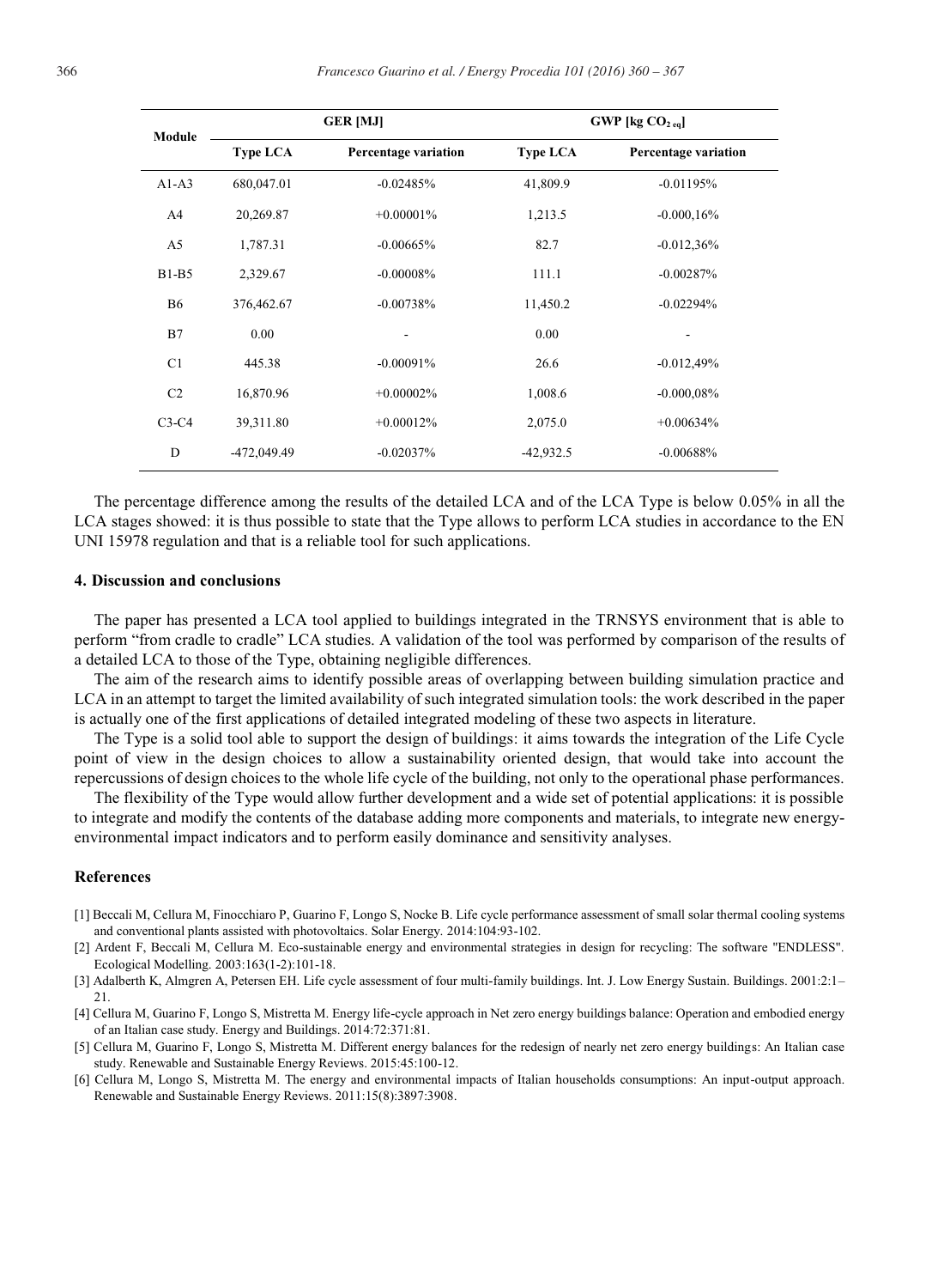| Module | GER [MJ] | | GWP [kg $CO_{2\,eq}$] | |
|---|---|---|---|---|
| | Type LCA | Percentage variation | Type LCA | Percentage variation |
| A1-A3 | 680,047.01 | -0.02485% | 41,809.9 | -0.01195% |
| A4 | 20,269.87 | +0.00001% | 1,213.5 | -0.000,16% |
| A5 | 1,787.31 | -0.00665% | 82.7 | -0.012,36% |
| B1-B5 | 2,329.67 | -0.00008% | 111.1 | -0.00287% |
| B6 | 376,462.67 | -0.00738% | 11,450.2 | -0.02294% |
| B7 | 0.00 | - | 0.00 | - |
| C1 | 445.38 | -0.00091% | 26.6 | -0.012,49% |
| C2 | 16,870.96 | +0.00002% | 1,008.6 | -0.000,08% |
| C3-C4 | 39,311.80 | +0.00012% | 2,075.0 | +0.00634% |
| D | -472,049.49 | -0.02037% | -42,932.5 | -0.00688% |

The percentage difference among the results of the detailed LCA and of the LCA Type is below 0.05% in all the LCA stages showed: it is thus possible to state that the Type allows to perform LCA studies in accordance to the EN UNI 15978 regulation and that is a reliable tool for such applications.

## 4. Discussion and conclusions

The paper has presented a LCA tool applied to buildings integrated in the TRNSYS environment that is able to perform "from cradle to cradle" LCA studies. A validation of the tool was performed by comparison of the results of a detailed LCA to those of the Type, obtaining negligible differences.

The aim of the research aims to identify possible areas of overlapping between building simulation practice and LCA in an attempt to target the limited availability of such integrated simulation tools: the work described in the paper is actually one of the first applications of detailed integrated modeling of these two aspects in literature.

The Type is a solid tool able to support the design of buildings: it aims towards the integration of the Life Cycle point of view in the design choices to allow a sustainability oriented design, that would take into account the repercussions of design choices to the whole life cycle of the building, not only to the operational phase performances.

The flexibility of the Type would allow further development and a wide set of potential applications: it is possible to integrate and modify the contents of the database adding more components and materials, to integrate new energy-environmental impact indicators and to perform easily dominance and sensitivity analyses.

## References

[1] Beccali M, Cellura M, Finocchiaro P, Guarino F, Longo S, Nocke B. Life cycle performance assessment of small solar thermal cooling systems and conventional plants assisted with photovoltaics. Solar Energy. 2014:104:93-102.

[2] Ardent F, Beccali M, Cellura M. Eco-sustainable energy and environmental strategies in design for recycling: The software "ENDLESS". Ecological Modelling. 2003:163(1-2):101-18.

[3] Adalberth K, Almgren A, Petersen EH. Life cycle assessment of four multi-family buildings. Int. J. Low Energy Sustain. Buildings. 2001:2:1–21.

[4] Cellura M, Guarino F, Longo S, Mistretta M. Energy life-cycle approach in Net zero energy buildings balance: Operation and embodied energy of an Italian case study. Energy and Buildings. 2014:72:371:81.

[5] Cellura M, Guarino F, Longo S, Mistretta M. Different energy balances for the redesign of nearly net zero energy buildings: An Italian case study. Renewable and Sustainable Energy Reviews. 2015:45:100-12.

[6] Cellura M, Longo S, Mistretta M. The energy and environmental impacts of Italian households consumptions: An input-output approach. Renewable and Sustainable Energy Reviews. 2011:15(8):3897:3908.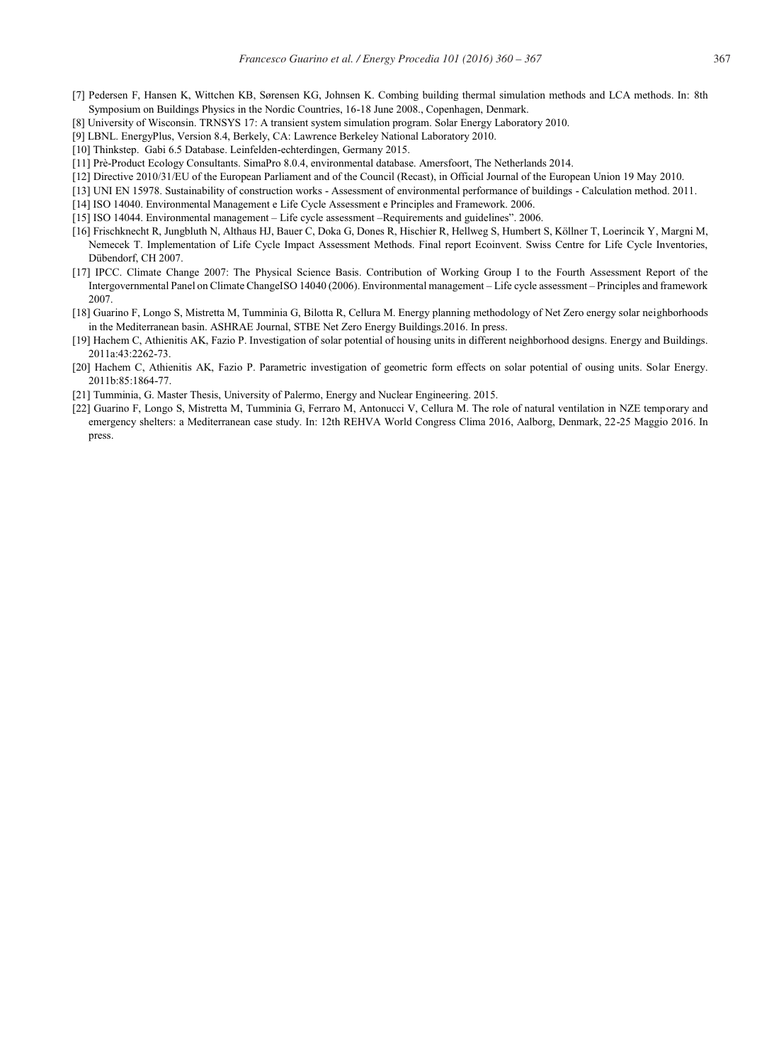[7] Pedersen F, Hansen K, Wittchen KB, Sørensen KG, Johnsen K. Combing building thermal simulation methods and LCA methods. In: 8th Symposium on Buildings Physics in the Nordic Countries, 16-18 June 2008., Copenhagen, Denmark.

[8] University of Wisconsin. TRNSYS 17: A transient system simulation program. Solar Energy Laboratory 2010.

[9] LBNL. EnergyPlus, Version 8.4, Berkely, CA: Lawrence Berkeley National Laboratory 2010.

[10] Thinkstep. Gabi 6.5 Database. Leinfelden-echterdingen, Germany 2015.

[11] Prè-Product Ecology Consultants. SimaPro 8.0.4, environmental database. Amersfoort, The Netherlands 2014.

[12] Directive 2010/31/EU of the European Parliament and of the Council (Recast), in Official Journal of the European Union 19 May 2010.

[13] UNI EN 15978. Sustainability of construction works - Assessment of environmental performance of buildings - Calculation method. 2011.

[14] ISO 14040. Environmental Management e Life Cycle Assessment e Principles and Framework. 2006.

[15] ISO 14044. Environmental management – Life cycle assessment –Requirements and guidelines". 2006.

[16] Frischknecht R, Jungbluth N, Althaus HJ, Bauer C, Doka G, Dones R, Hischier R, Hellweg S, Humbert S, Köllner T, Loerincik Y, Margni M, Nemecek T. Implementation of Life Cycle Impact Assessment Methods. Final report Ecoinvent. Swiss Centre for Life Cycle Inventories, Dübendorf, CH 2007.

[17] IPCC. Climate Change 2007: The Physical Science Basis. Contribution of Working Group I to the Fourth Assessment Report of the Intergovernmental Panel on Climate ChangeISO 14040 (2006). Environmental management – Life cycle assessment – Principles and framework 2007.

[18] Guarino F, Longo S, Mistretta M, Tumminia G, Bilotta R, Cellura M. Energy planning methodology of Net Zero energy solar neighborhoods in the Mediterranean basin. ASHRAE Journal, STBE Net Zero Energy Buildings.2016. In press.

[19] Hachem C, Athienitis AK, Fazio P. Investigation of solar potential of housing units in different neighborhood designs. Energy and Buildings. 2011a:43:2262-73.

[20] Hachem C, Athienitis AK, Fazio P. Parametric investigation of geometric form effects on solar potential of ousing units. Solar Energy. 2011b:85:1864-77.

[21] Tumminia, G. Master Thesis, University of Palermo, Energy and Nuclear Engineering. 2015.

[22] Guarino F, Longo S, Mistretta M, Tumminia G, Ferraro M, Antonucci V, Cellura M. The role of natural ventilation in NZE temporary and emergency shelters: a Mediterranean case study. In: 12th REHVA World Congress Clima 2016, Aalborg, Denmark, 22-25 Maggio 2016. In press.